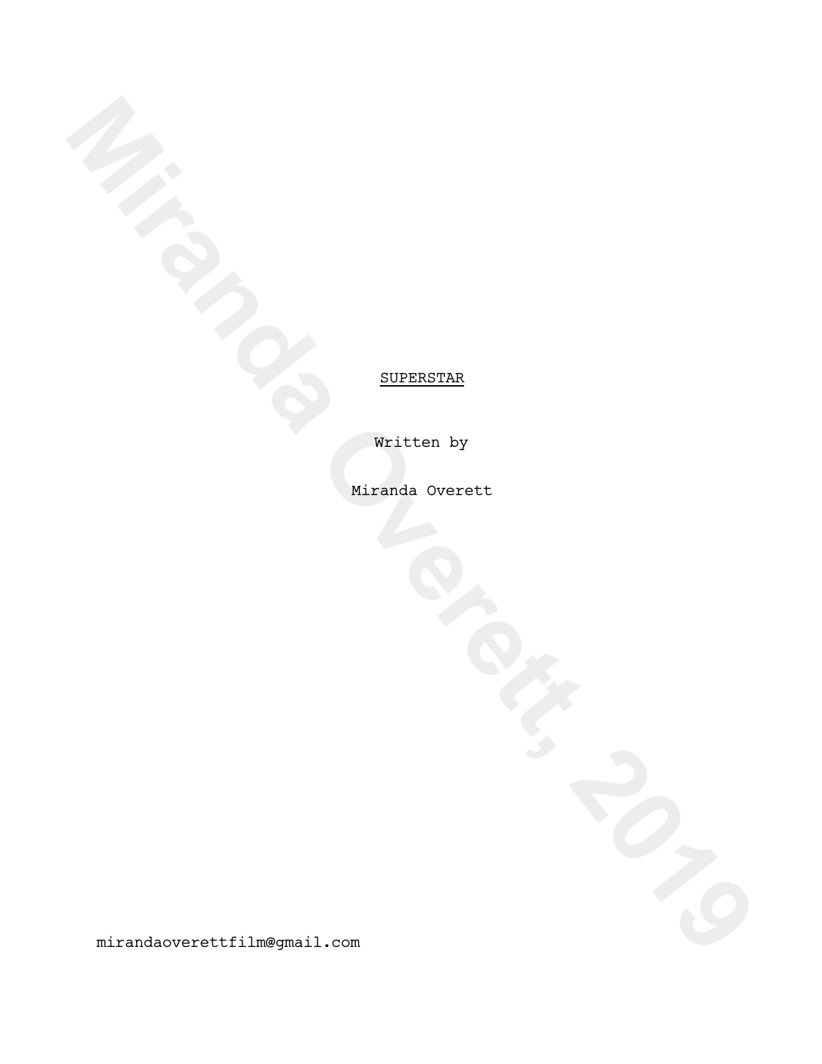# SUPERSTAR

Written by

Miranda Overett

mirandaoverettfilm@gmail.com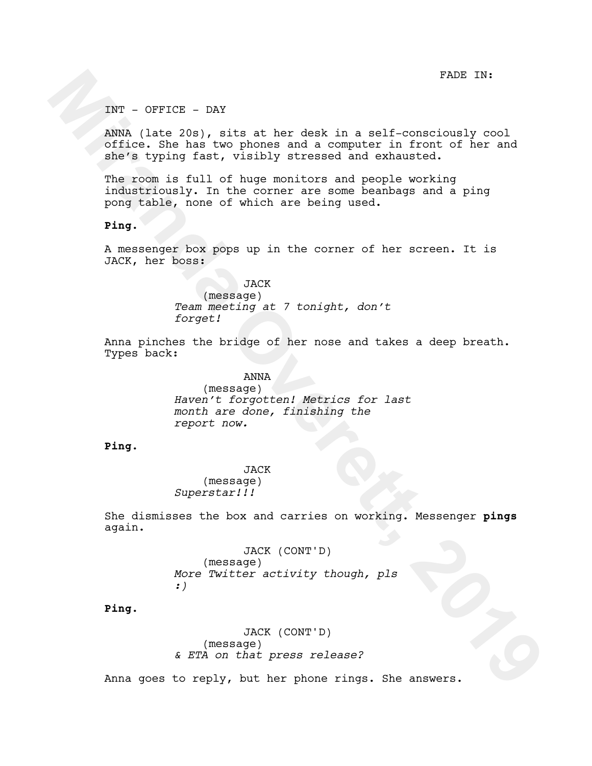FADE IN:

INT - OFFICE - DAY

ANNA (late 20s), sits at her desk in a self-consciously cool office. She has two phones and a computer in front of her and she's typing fast, visibly stressed and exhausted.

The room is full of huge monitors and people working industriously. In the corner are some beanbags and a ping pong table, none of which are being used.

**Ping.**

A messenger box pops up in the corner of her screen. It is JACK, her boss:

JACK
(message)
*Team meeting at 7 tonight, don't forget!*

Anna pinches the bridge of her nose and takes a deep breath. Types back:

ANNA
(message)
*Haven't forgotten! Metrics for last month are done, finishing the report now.*

**Ping.**

JACK
(message)
*Superstar!!!*

She dismisses the box and carries on working. Messenger **pings** again.

JACK (CONT'D)
(message)
*More Twitter activity though, pls :)*

**Ping.**

JACK (CONT'D)
(message)
*& ETA on that press release?*

Anna goes to reply, but her phone rings. She answers.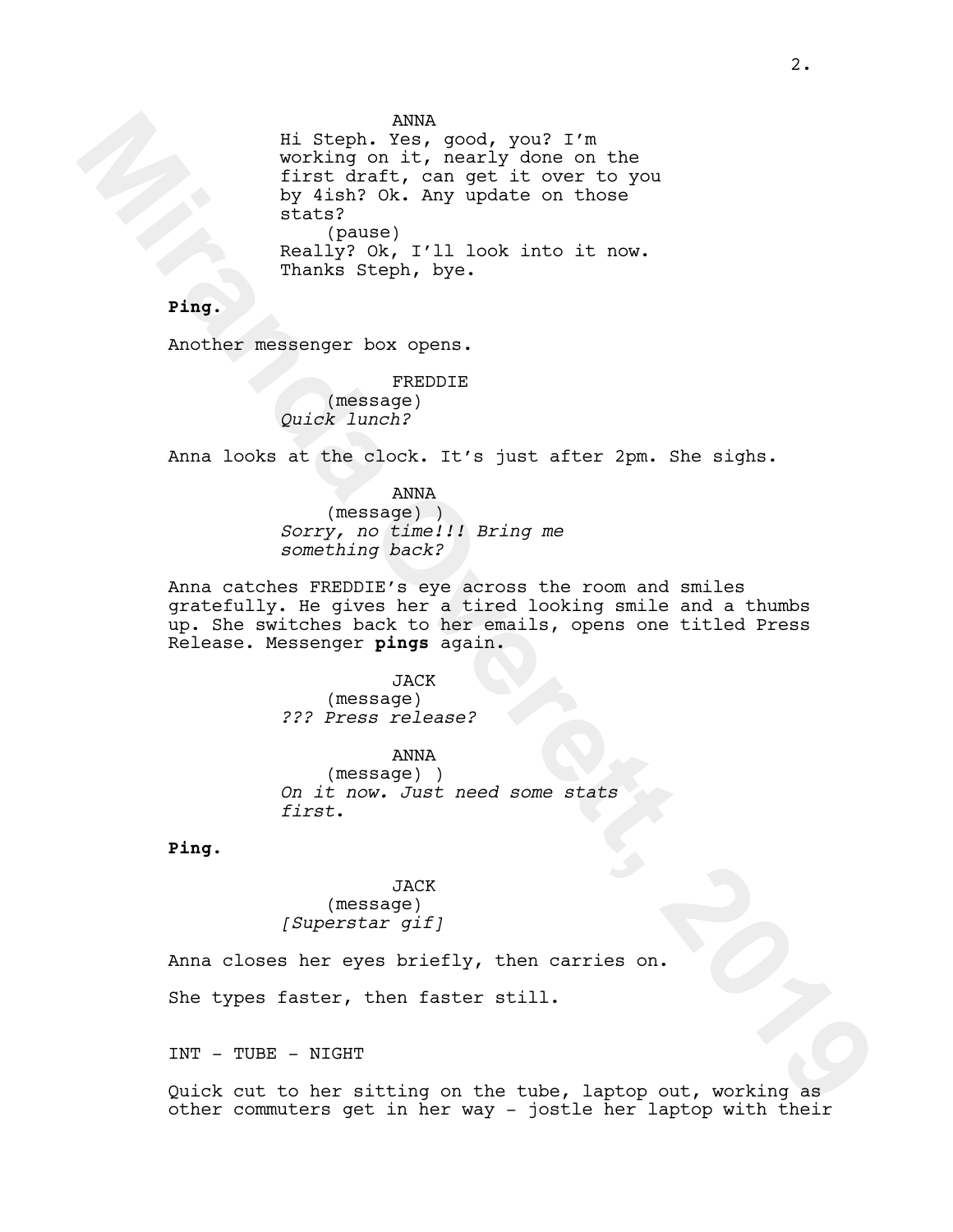ANNA
Hi Steph. Yes, good, you? I'm working on it, nearly done on the first draft, can get it over to you by 4ish? Ok. Any update on those stats?
(pause)
Really? Ok, I'll look into it now. Thanks Steph, bye.

**Ping.**

Another messenger box opens.

FREDDIE
(message)
*Quick lunch?*

Anna looks at the clock. It's just after 2pm. She sighs.

ANNA
(message) )
*Sorry, no time!!! Bring me something back?*

Anna catches FREDDIE's eye across the room and smiles gratefully. He gives her a tired looking smile and a thumbs up. She switches back to her emails, opens one titled Press Release. Messenger **pings** again.

JACK
(message)
*??? Press release?*

ANNA
(message) )
*On it now. Just need some stats first*.

**Ping.**

JACK
(message)
*[Superstar gif]*

Anna closes her eyes briefly, then carries on.

She types faster, then faster still.

INT - TUBE - NIGHT

Quick cut to her sitting on the tube, laptop out, working as other commuters get in her way - jostle her laptop with their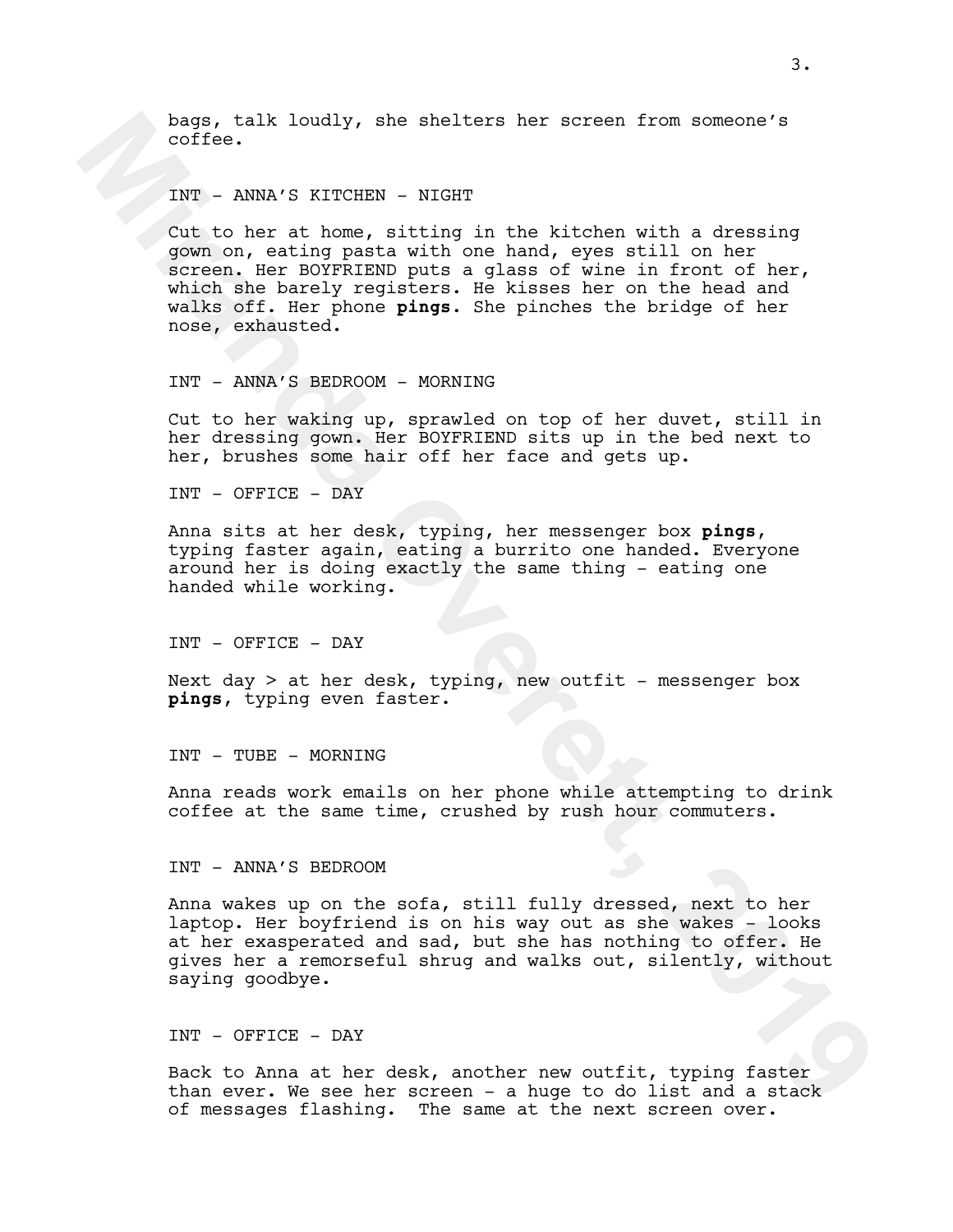bags, talk loudly, she shelters her screen from someone's coffee.

INT - ANNA'S KITCHEN - NIGHT

Cut to her at home, sitting in the kitchen with a dressing gown on, eating pasta with one hand, eyes still on her screen. Her BOYFRIEND puts a glass of wine in front of her, which she barely registers. He kisses her on the head and walks off. Her phone **pings**. She pinches the bridge of her nose, exhausted.

INT - ANNA'S BEDROOM - MORNING

Cut to her waking up, sprawled on top of her duvet, still in her dressing gown. Her BOYFRIEND sits up in the bed next to her, brushes some hair off her face and gets up.

INT - OFFICE - DAY

Anna sits at her desk, typing, her messenger box **pings**, typing faster again, eating a burrito one handed. Everyone around her is doing exactly the same thing - eating one handed while working.

INT - OFFICE - DAY

Next day > at her desk, typing, new outfit - messenger box **pings**, typing even faster.

INT - TUBE - MORNING

Anna reads work emails on her phone while attempting to drink coffee at the same time, crushed by rush hour commuters.

INT - ANNA'S BEDROOM

Anna wakes up on the sofa, still fully dressed, next to her laptop. Her boyfriend is on his way out as she wakes - looks at her exasperated and sad, but she has nothing to offer. He gives her a remorseful shrug and walks out, silently, without saying goodbye.

INT - OFFICE - DAY

Back to Anna at her desk, another new outfit, typing faster than ever. We see her screen - a huge to do list and a stack of messages flashing. The same at the next screen over.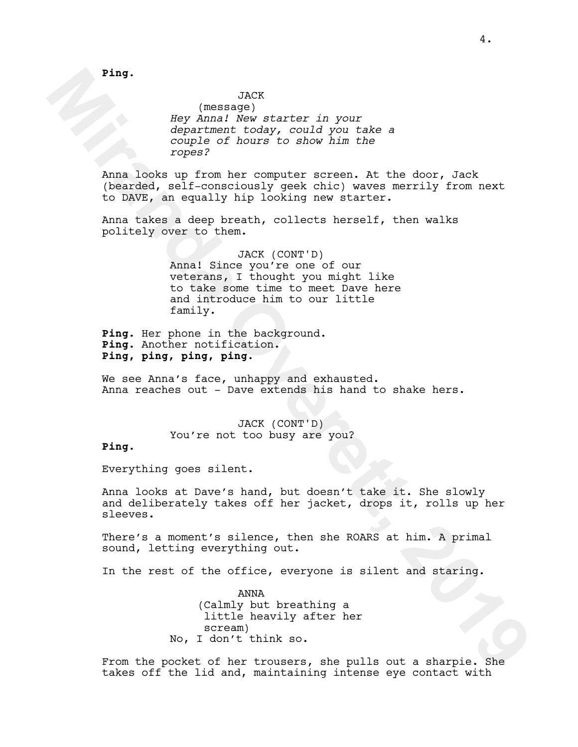**Ping.**

JACK
(message)
*Hey Anna! New starter in your department today, could you take a couple of hours to show him the ropes?*

Anna looks up from her computer screen. At the door, Jack (bearded, self-consciously geek chic) waves merrily from next to DAVE, an equally hip looking new starter.

Anna takes a deep breath, collects herself, then walks politely over to them.

JACK (CONT'D)
Anna! Since you're one of our veterans, I thought you might like to take some time to meet Dave here and introduce him to our little family.

**Ping.** Her phone in the background.
**Ping.** Another notification.
**Ping, ping, ping, ping.**

We see Anna's face, unhappy and exhausted.
Anna reaches out - Dave extends his hand to shake hers.

JACK (CONT'D)
You're not too busy are you?

**Ping.**

Everything goes silent.

Anna looks at Dave's hand, but doesn't take it. She slowly and deliberately takes off her jacket, drops it, rolls up her sleeves.

There's a moment's silence, then she ROARS at him. A primal sound, letting everything out.

In the rest of the office, everyone is silent and staring.

ANNA
(Calmly but breathing a little heavily after her scream)
No, I don't think so.

From the pocket of her trousers, she pulls out a sharpie. She takes off the lid and, maintaining intense eye contact with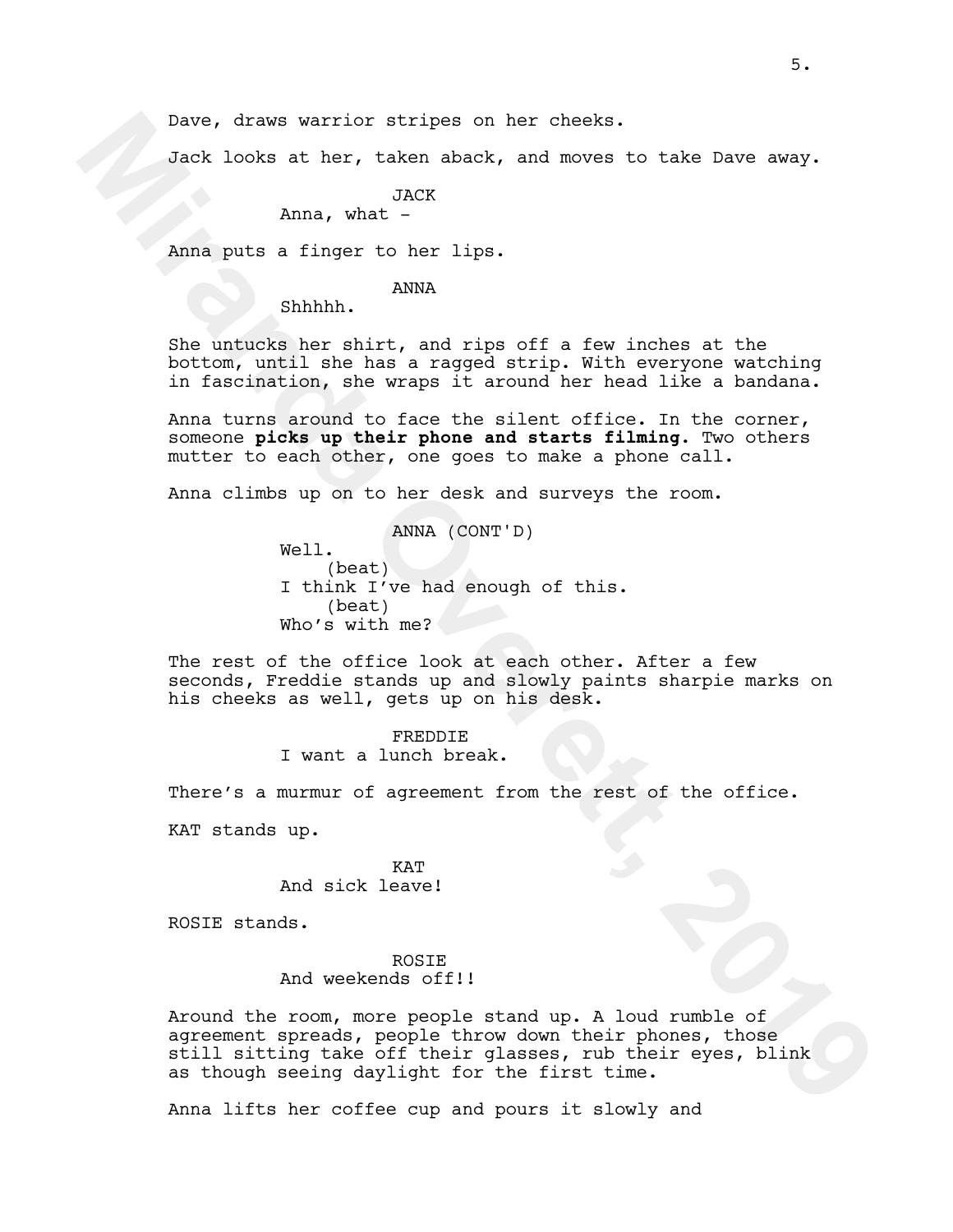Dave, draws warrior stripes on her cheeks.

Jack looks at her, taken aback, and moves to take Dave away.

JACK
Anna, what -

Anna puts a finger to her lips.

ANNA
Shhhhh.

She untucks her shirt, and rips off a few inches at the bottom, until she has a ragged strip. With everyone watching in fascination, she wraps it around her head like a bandana.

Anna turns around to face the silent office. In the corner, someone **picks up their phone and starts filming.** Two others mutter to each other, one goes to make a phone call.

Anna climbs up on to her desk and surveys the room.

ANNA (CONT'D)
Well.
(beat)
I think I've had enough of this.
(beat)
Who's with me?

The rest of the office look at each other. After a few seconds, Freddie stands up and slowly paints sharpie marks on his cheeks as well, gets up on his desk.

FREDDIE
I want a lunch break.

There's a murmur of agreement from the rest of the office.

KAT stands up.

KAT
And sick leave!

ROSIE stands.

ROSIE
And weekends off!!

Around the room, more people stand up. A loud rumble of agreement spreads, people throw down their phones, those still sitting take off their glasses, rub their eyes, blink as though seeing daylight for the first time.

Anna lifts her coffee cup and pours it slowly and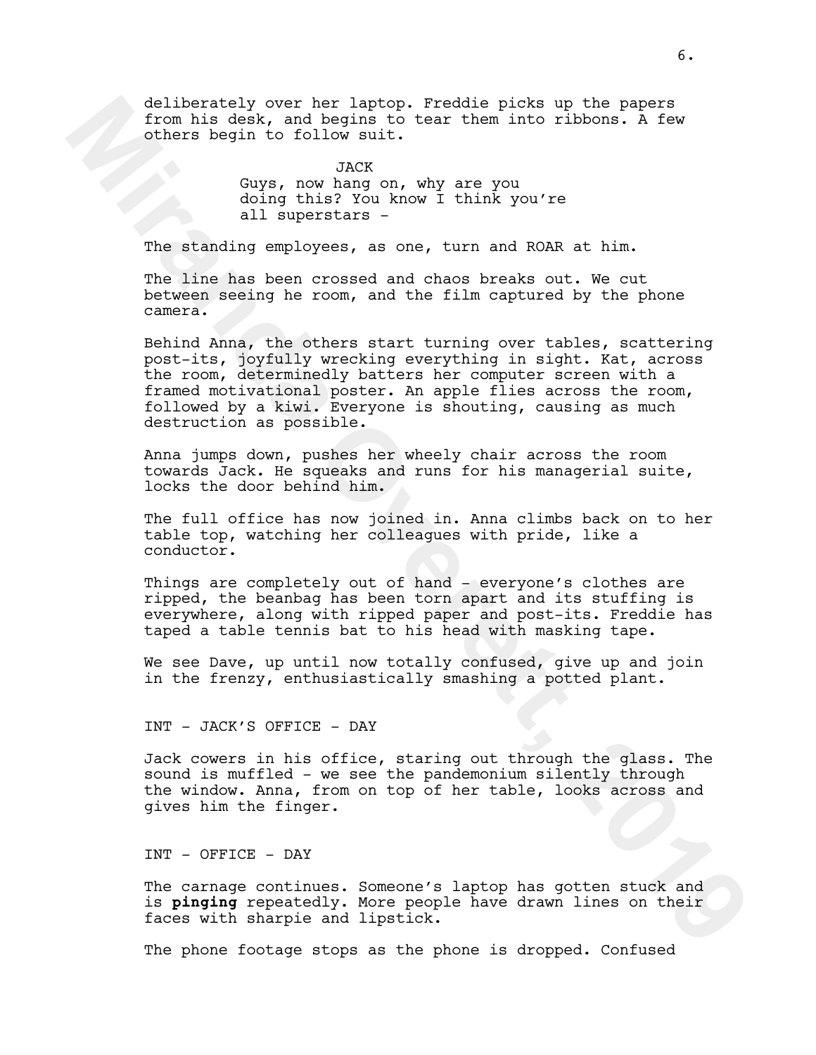deliberately over her laptop. Freddie picks up the papers from his desk, and begins to tear them into ribbons. A few others begin to follow suit.

JACK
Guys, now hang on, why are you doing this? You know I think you're all superstars -

The standing employees, as one, turn and ROAR at him.

The line has been crossed and chaos breaks out. We cut between seeing he room, and the film captured by the phone camera.

Behind Anna, the others start turning over tables, scattering post-its, joyfully wrecking everything in sight. Kat, across the room, determinedly batters her computer screen with a framed motivational poster. An apple flies across the room, followed by a kiwi. Everyone is shouting, causing as much destruction as possible.

Anna jumps down, pushes her wheely chair across the room towards Jack. He squeaks and runs for his managerial suite, locks the door behind him.

The full office has now joined in. Anna climbs back on to her table top, watching her colleagues with pride, like a conductor.

Things are completely out of hand - everyone's clothes are ripped, the beanbag has been torn apart and its stuffing is everywhere, along with ripped paper and post-its. Freddie has taped a table tennis bat to his head with masking tape.

We see Dave, up until now totally confused, give up and join in the frenzy, enthusiastically smashing a potted plant.

INT - JACK'S OFFICE - DAY

Jack cowers in his office, staring out through the glass. The sound is muffled - we see the pandemonium silently through the window. Anna, from on top of her table, looks across and gives him the finger.

INT - OFFICE - DAY

The carnage continues. Someone's laptop has gotten stuck and is **pinging** repeatedly. More people have drawn lines on their faces with sharpie and lipstick.

The phone footage stops as the phone is dropped. Confused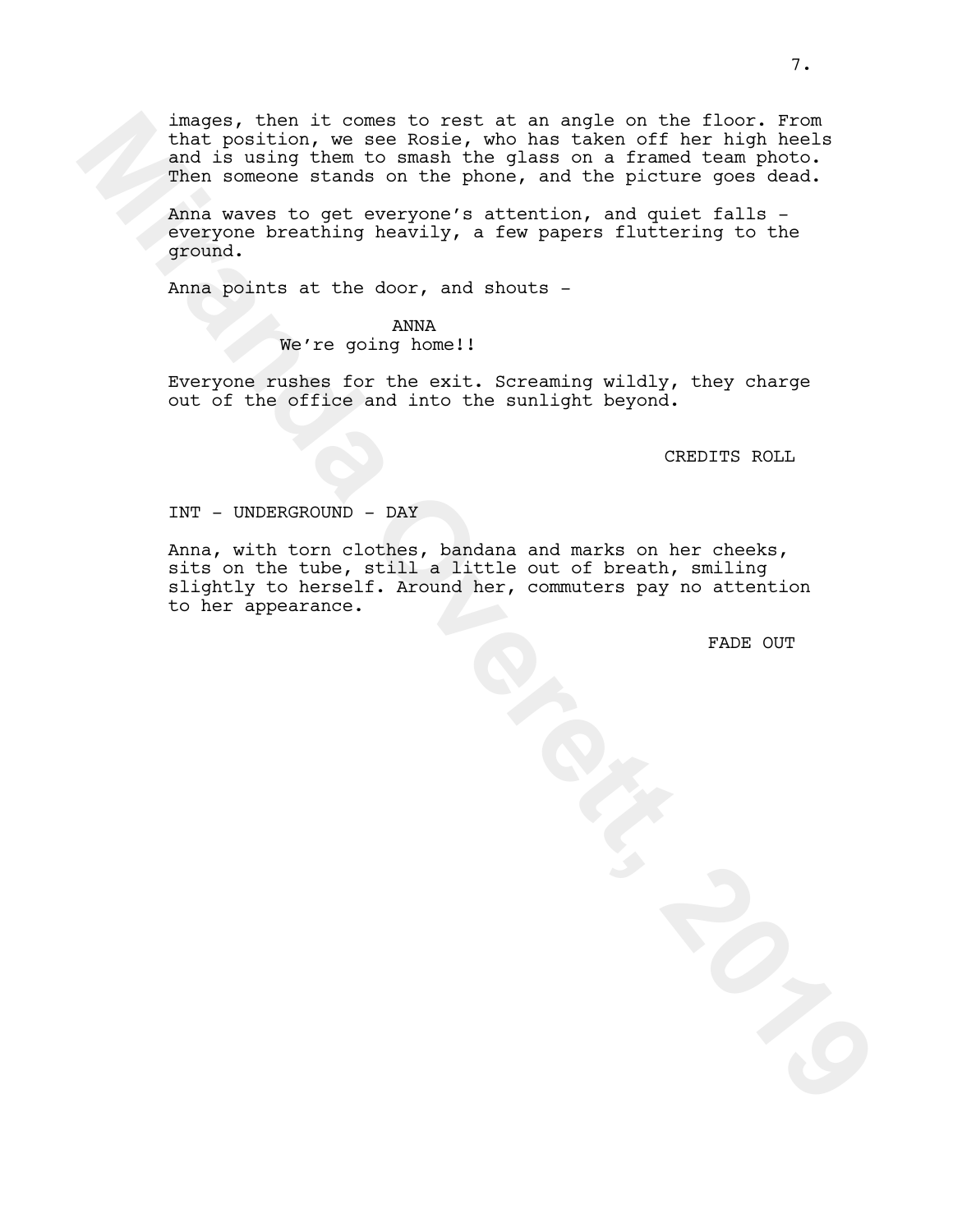images, then it comes to rest at an angle on the floor. From that position, we see Rosie, who has taken off her high heels and is using them to smash the glass on a framed team photo. Then someone stands on the phone, and the picture goes dead.

Anna waves to get everyone's attention, and quiet falls - everyone breathing heavily, a few papers fluttering to the ground.

Anna points at the door, and shouts -

ANNA
We're going home!!

Everyone rushes for the exit. Screaming wildly, they charge out of the office and into the sunlight beyond.

CREDITS ROLL

INT - UNDERGROUND - DAY

Anna, with torn clothes, bandana and marks on her cheeks, sits on the tube, still a little out of breath, smiling slightly to herself. Around her, commuters pay no attention to her appearance.

FADE OUT

Miranda Overett, 2019